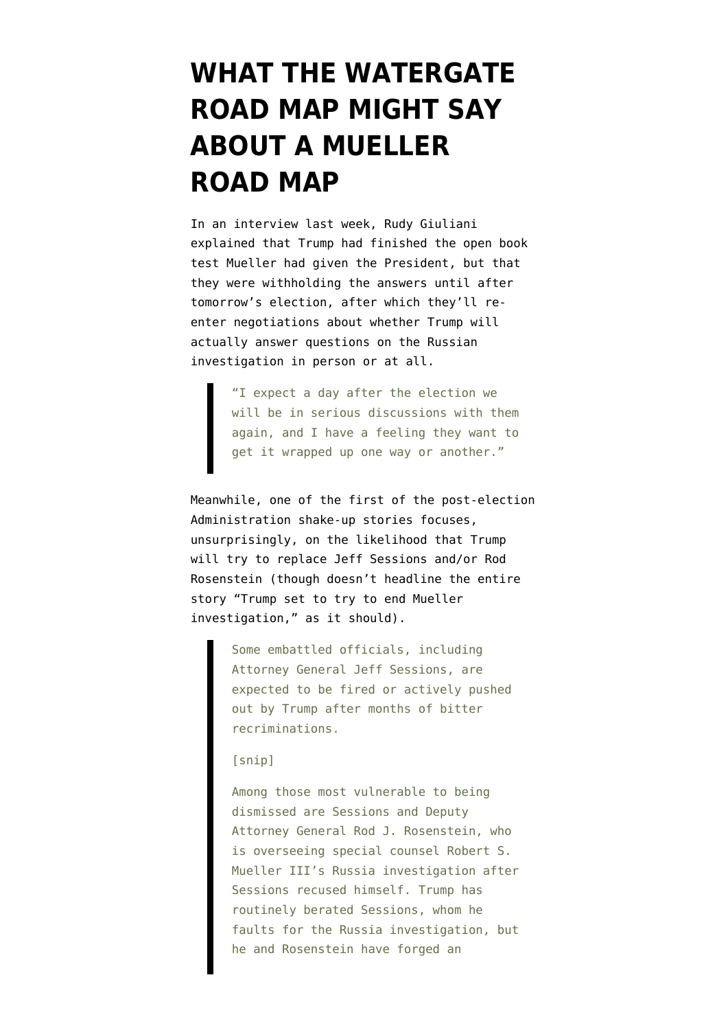# WHAT THE WATERGATE ROAD MAP MIGHT SAY ABOUT A MUELLER ROAD MAP

In an interview last week, Rudy Giuliani explained that Trump had finished the open book test Mueller had given the President, but that they were withholding the answers until after tomorrow's election, after which they'll re-enter negotiations about whether Trump will actually answer questions on the Russian investigation in person or at all.

> "I expect a day after the election we will be in serious discussions with them again, and I have a feeling they want to get it wrapped up one way or another."

Meanwhile, one of the first of the post-election Administration shake-up stories focuses, unsurprisingly, on the likelihood that Trump will try to replace Jeff Sessions and/or Rod Rosenstein (though doesn't headline the entire story "Trump set to try to end Mueller investigation," as it should).

> Some embattled officials, including Attorney General Jeff Sessions, are expected to be fired or actively pushed out by Trump after months of bitter recriminations.
>
> [snip]
>
> Among those most vulnerable to being dismissed are Sessions and Deputy Attorney General Rod J. Rosenstein, who is overseeing special counsel Robert S. Mueller III's Russia investigation after Sessions recused himself. Trump has routinely berated Sessions, whom he faults for the Russia investigation, but he and Rosenstein have forged an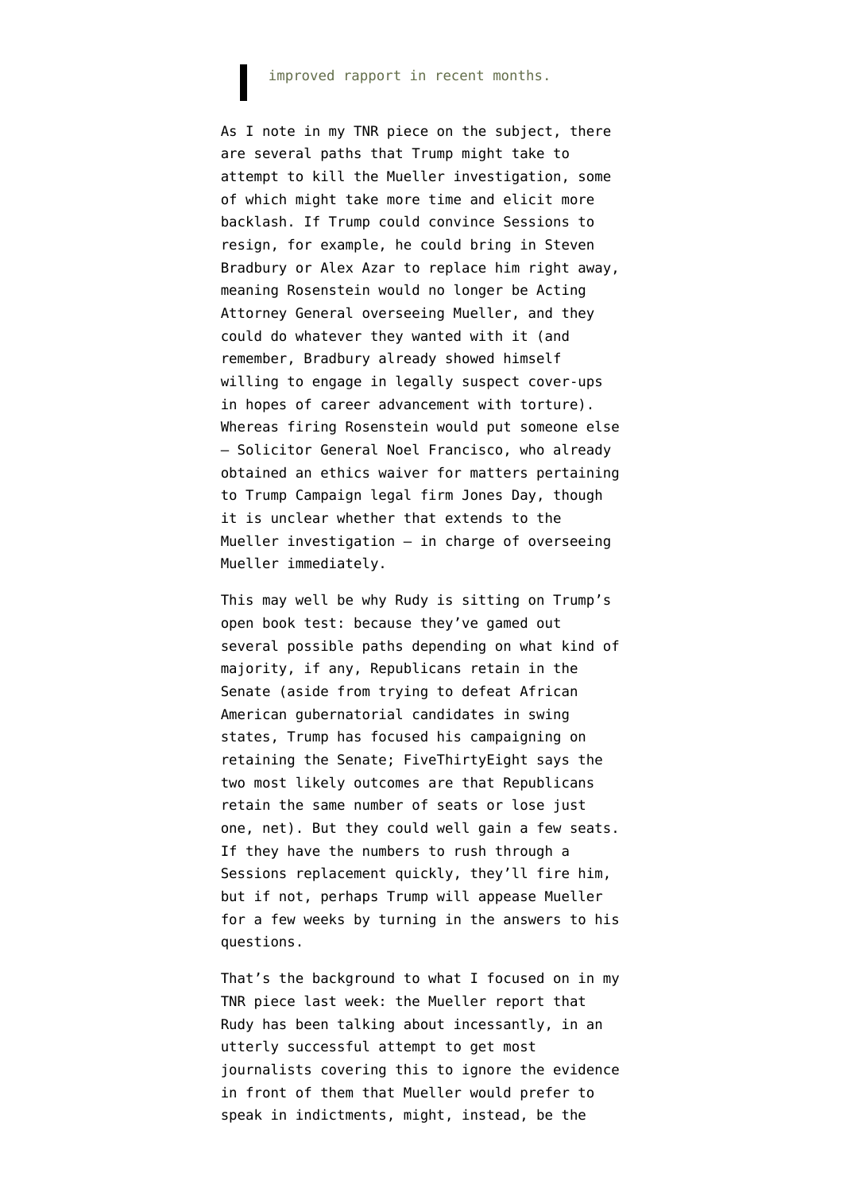> improved rapport in recent months.

As I note in my TNR piece on the subject, there are several paths that Trump might take to attempt to kill the Mueller investigation, some of which might take more time and elicit more backlash. If Trump could convince Sessions to resign, for example, he could bring in Steven Bradbury or Alex Azar to replace him right away, meaning Rosenstein would no longer be Acting Attorney General overseeing Mueller, and they could do whatever they wanted with it (and remember, Bradbury already showed himself willing to engage in legally suspect cover-ups in hopes of career advancement with torture). Whereas firing Rosenstein would put someone else — Solicitor General Noel Francisco, who already obtained an ethics waiver for matters pertaining to Trump Campaign legal firm Jones Day, though it is unclear whether that extends to the Mueller investigation — in charge of overseeing Mueller immediately.

This may well be why Rudy is sitting on Trump's open book test: because they've gamed out several possible paths depending on what kind of majority, if any, Republicans retain in the Senate (aside from trying to defeat African American gubernatorial candidates in swing states, Trump has focused his campaigning on retaining the Senate; FiveThirtyEight says the two most likely outcomes are that Republicans retain the same number of seats or lose just one, net). But they could well gain a few seats. If they have the numbers to rush through a Sessions replacement quickly, they'll fire him, but if not, perhaps Trump will appease Mueller for a few weeks by turning in the answers to his questions.

That's the background to what I focused on in my TNR piece last week: the Mueller report that Rudy has been talking about incessantly, in an utterly successful attempt to get most journalists covering this to ignore the evidence in front of them that Mueller would prefer to speak in indictments, might, instead, be the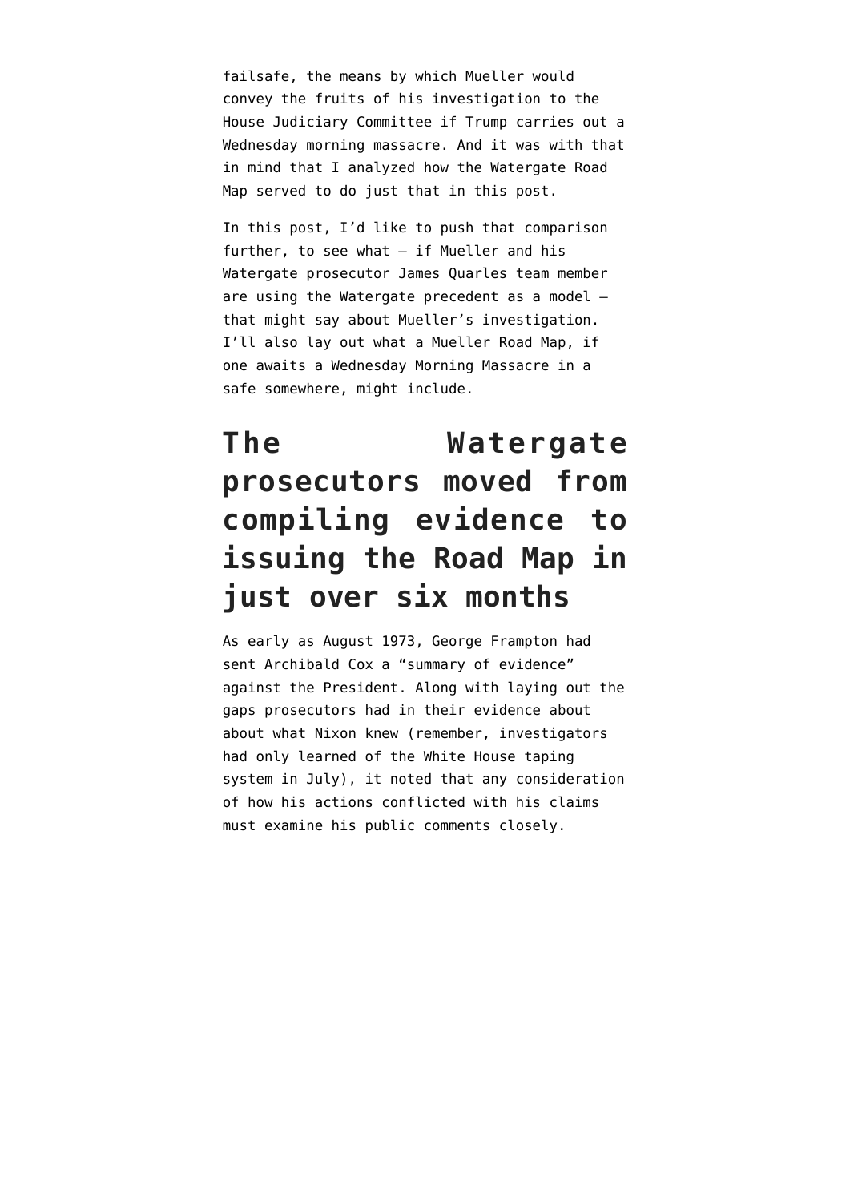failsafe, the means by which Mueller would convey the fruits of his investigation to the House Judiciary Committee if Trump carries out a Wednesday morning massacre. And it was with that in mind that I analyzed how the Watergate Road Map served to do just that in this post.

In this post, I'd like to push that comparison further, to see what — if Mueller and his Watergate prosecutor James Quarles team member are using the Watergate precedent as a model — that might say about Mueller's investigation. I'll also lay out what a Mueller Road Map, if one awaits a Wednesday Morning Massacre in a safe somewhere, might include.

## The Watergate prosecutors moved from compiling evidence to issuing the Road Map in just over six months

As early as August 1973, George Frampton had sent Archibald Cox a "summary of evidence" against the President. Along with laying out the gaps prosecutors had in their evidence about about what Nixon knew (remember, investigators had only learned of the White House taping system in July), it noted that any consideration of how his actions conflicted with his claims must examine his public comments closely.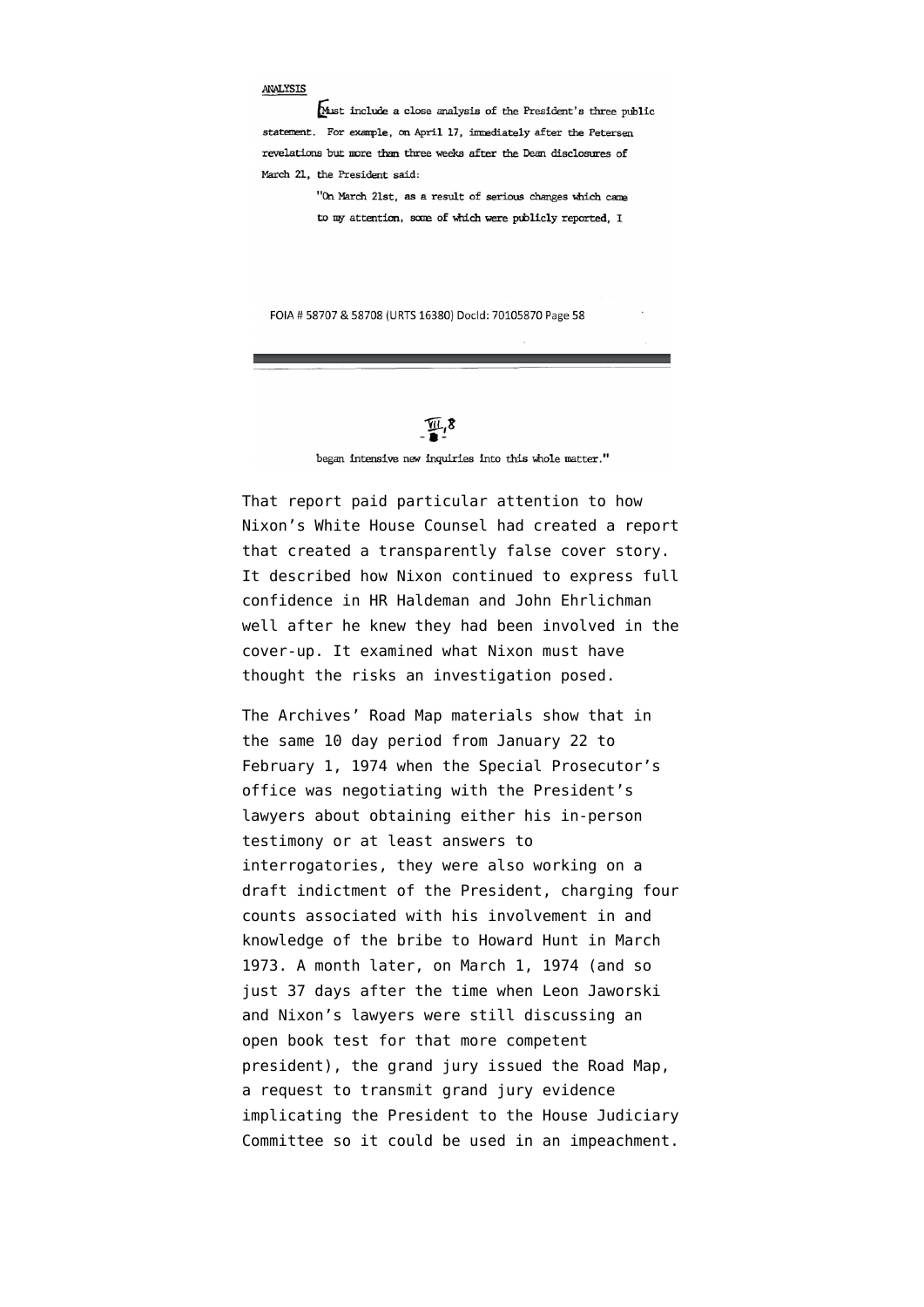ANALYSIS

Must include a close analysis of the President's three public statement. For example, on April 17, immediately after the Petersen revelations but more than three weeks after the Dean disclosures of March 21, the President said:

> "On March 21st, as a result of serious changes which came to my attention, some of which were publicly reported, I

FOIA # 58707 & 58708 (URTS 16380) DocId: 70105870 Page 58

VII, 8

> began intensive new inquiries into this whole matter."

That report paid particular attention to how Nixon's White House Counsel had created a report that created a transparently false cover story. It described how Nixon continued to express full confidence in HR Haldeman and John Ehrlichman well after he knew they had been involved in the cover-up. It examined what Nixon must have thought the risks an investigation posed.

The Archives' Road Map materials show that in the same 10 day period from January 22 to February 1, 1974 when the Special Prosecutor's office was negotiating with the President's lawyers about obtaining either his in-person testimony or at least answers to interrogatories, they were also working on a draft indictment of the President, charging four counts associated with his involvement in and knowledge of the bribe to Howard Hunt in March 1973. A month later, on March 1, 1974 (and so just 37 days after the time when Leon Jaworski and Nixon's lawyers were still discussing an open book test for that more competent president), the grand jury issued the Road Map, a request to transmit grand jury evidence implicating the President to the House Judiciary Committee so it could be used in an impeachment.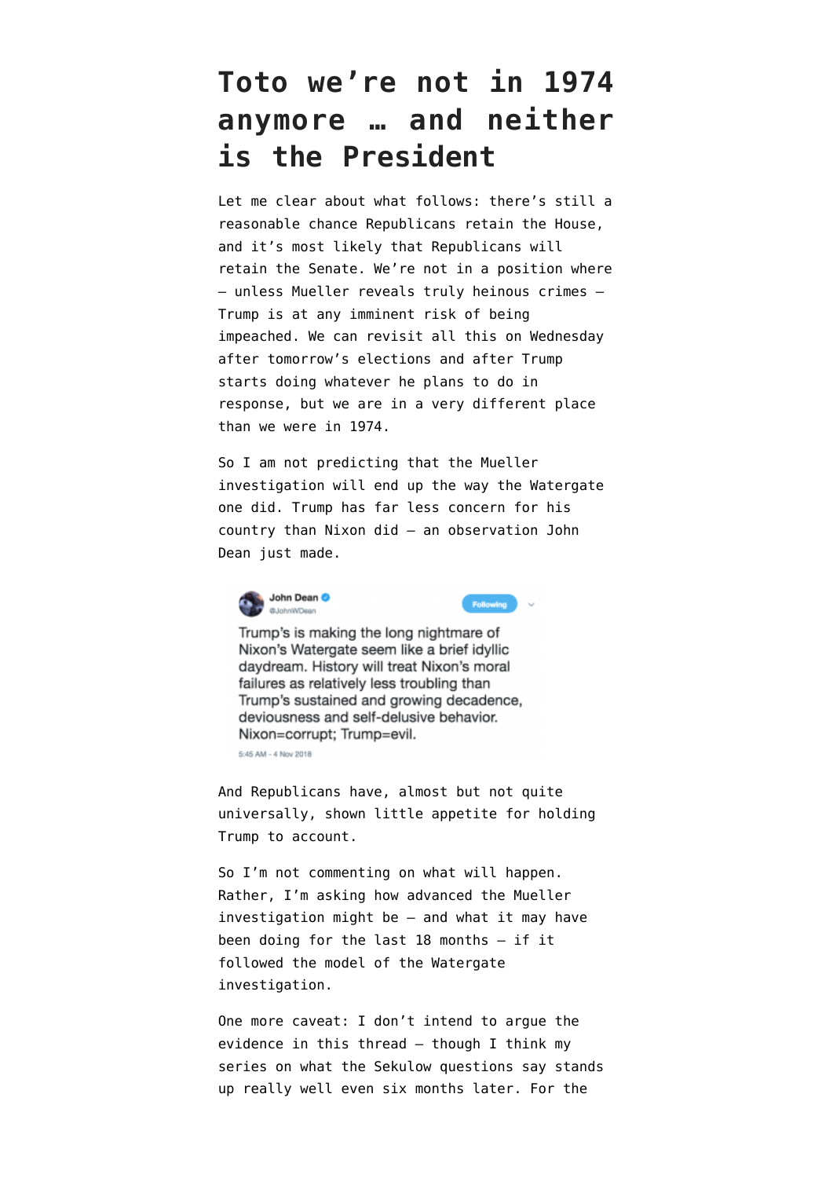# Toto we're not in 1974 anymore … and neither is the President

Let me clear about what follows: there's still a reasonable chance Republicans retain the House, and it's most likely that Republicans will retain the Senate. We're not in a position where – unless Mueller reveals truly heinous crimes – Trump is at any imminent risk of being impeached. We can revisit all this on Wednesday after tomorrow's elections and after Trump starts doing whatever he plans to do in response, but we are in a very different place than we were in 1974.

So I am not predicting that the Mueller investigation will end up the way the Watergate one did. Trump has far less concern for his country than Nixon did – an observation John Dean just made.

John Dean @JohnWDean

Trump's is making the long nightmare of Nixon's Watergate seem like a brief idyllic daydream. History will treat Nixon's moral failures as relatively less troubling than Trump's sustained and growing decadence, deviousness and self-delusive behavior. Nixon=corrupt; Trump=evil.

5:45 AM - 4 Nov 2018

And Republicans have, almost but not quite universally, shown little appetite for holding Trump to account.

So I'm not commenting on what will happen. Rather, I'm asking how advanced the Mueller investigation might be – and what it may have been doing for the last 18 months – if it followed the model of the Watergate investigation.

One more caveat: I don't intend to argue the evidence in this thread – though I think my series on what the Sekulow questions say stands up really well even six months later. For the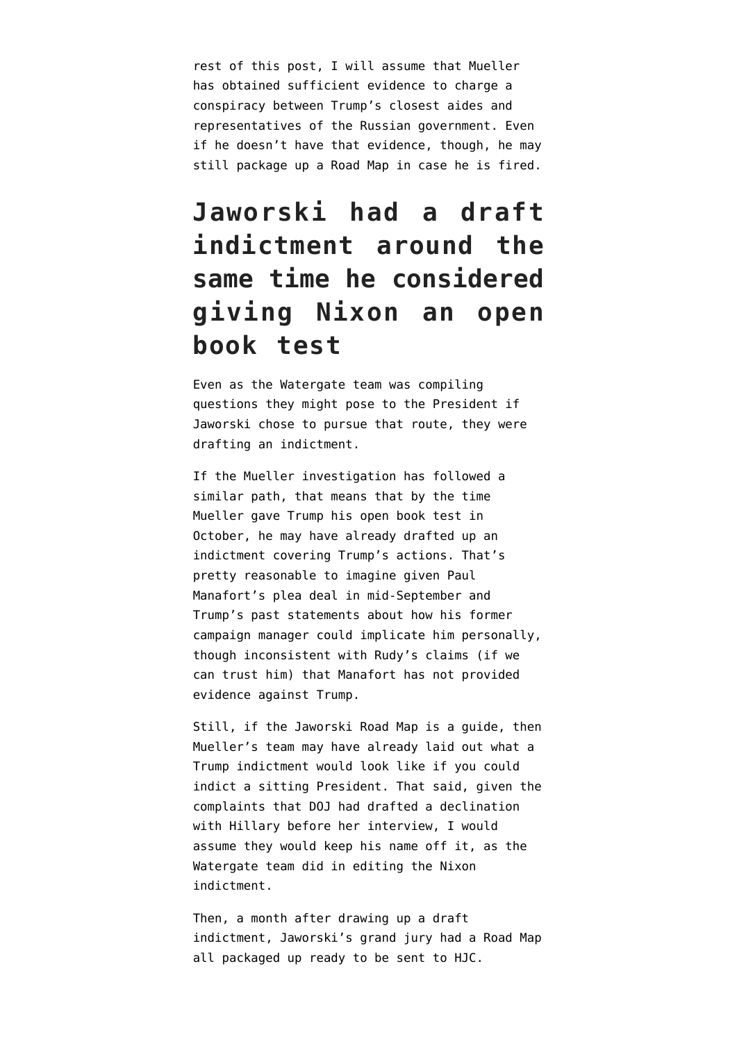rest of this post, I will assume that Mueller has obtained sufficient evidence to charge a conspiracy between Trump's closest aides and representatives of the Russian government. Even if he doesn't have that evidence, though, he may still package up a Road Map in case he is fired.

# Jaworski had a draft indictment around the same time he considered giving Nixon an open book test

Even as the Watergate team was compiling questions they might pose to the President if Jaworski chose to pursue that route, they were drafting an indictment.

If the Mueller investigation has followed a similar path, that means that by the time Mueller gave Trump his open book test in October, he may have already drafted up an indictment covering Trump's actions. That's pretty reasonable to imagine given Paul Manafort's plea deal in mid-September and Trump's past statements about how his former campaign manager could implicate him personally, though inconsistent with Rudy's claims (if we can trust him) that Manafort has not provided evidence against Trump.

Still, if the Jaworski Road Map is a guide, then Mueller's team may have already laid out what a Trump indictment would look like if you could indict a sitting President. That said, given the complaints that DOJ had drafted a declination with Hillary before her interview, I would assume they would keep his name off it, as the Watergate team did in editing the Nixon indictment.

Then, a month after drawing up a draft indictment, Jaworski's grand jury had a Road Map all packaged up ready to be sent to HJC.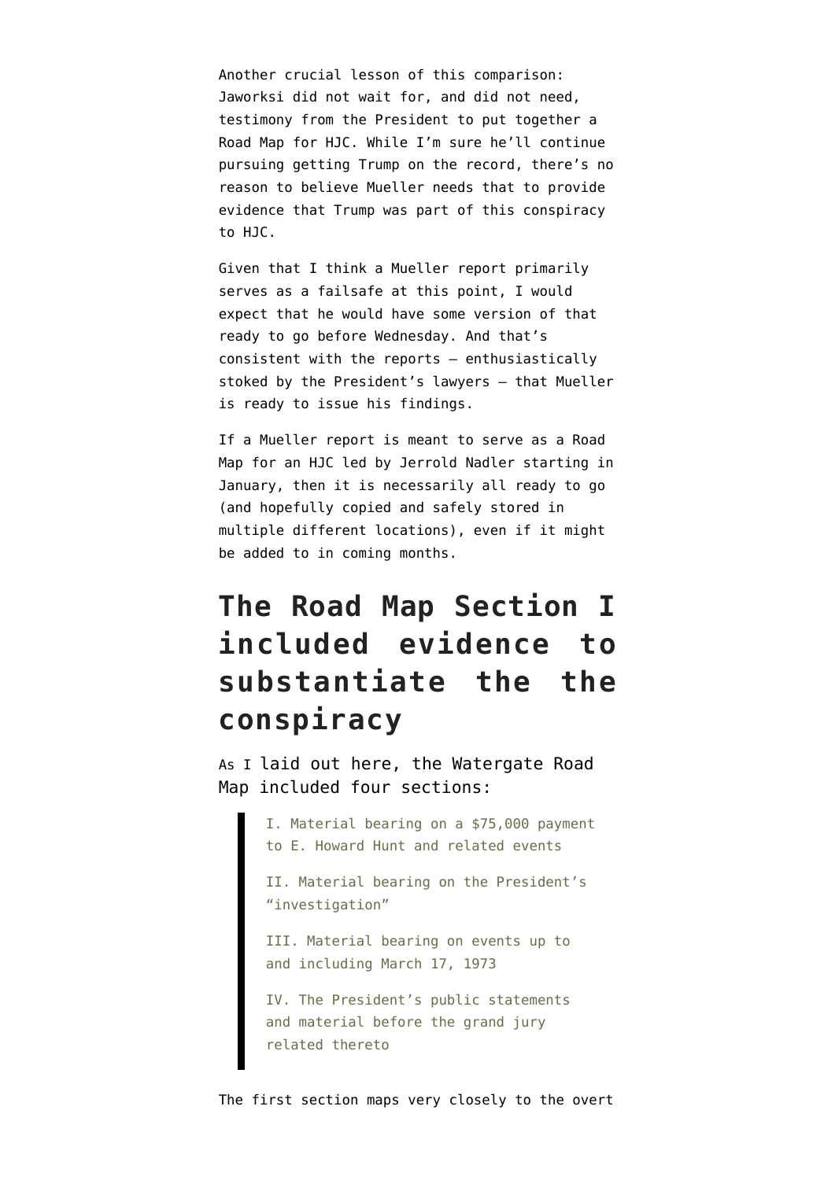Another crucial lesson of this comparison: Jaworksi did not wait for, and did not need, testimony from the President to put together a Road Map for HJC. While I'm sure he'll continue pursuing getting Trump on the record, there's no reason to believe Mueller needs that to provide evidence that Trump was part of this conspiracy to HJC.

Given that I think a Mueller report primarily serves as a failsafe at this point, I would expect that he would have some version of that ready to go before Wednesday. And that's consistent with the reports — enthusiastically stoked by the President's lawyers — that Mueller is ready to issue his findings.

If a Mueller report is meant to serve as a Road Map for an HJC led by Jerrold Nadler starting in January, then it is necessarily all ready to go (and hopefully copied and safely stored in multiple different locations), even if it might be added to in coming months.

## The Road Map Section I included evidence to substantiate the the conspiracy

As I laid out here, the Watergate Road Map included four sections:

> I. Material bearing on a $75,000 payment to E. Howard Hunt and related events
>
> II. Material bearing on the President's "investigation"
>
> III. Material bearing on events up to and including March 17, 1973
>
> IV. The President's public statements and material before the grand jury related thereto

The first section maps very closely to the overt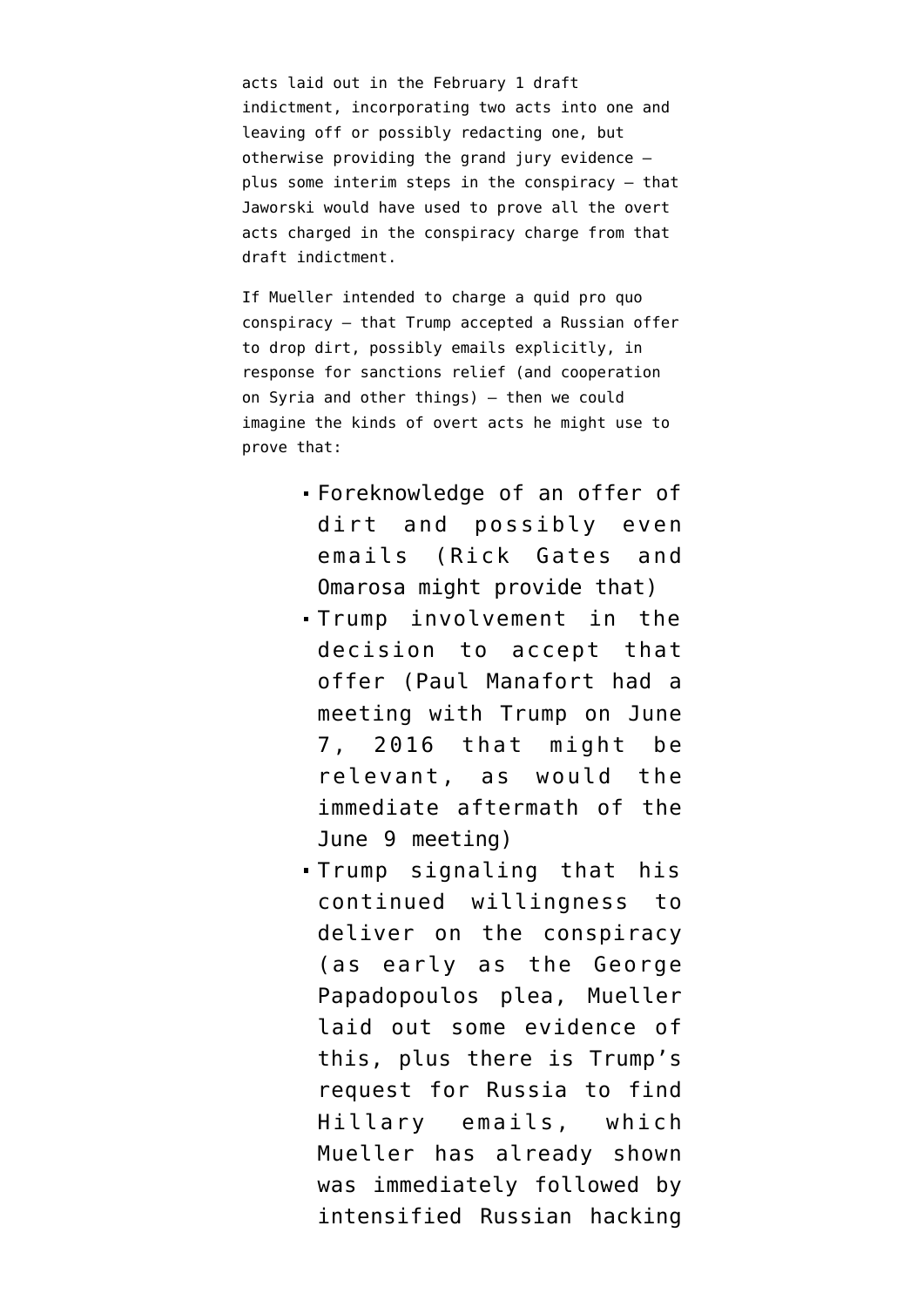acts laid out in the February 1 draft indictment, incorporating two acts into one and leaving off or possibly redacting one, but otherwise providing the grand jury evidence — plus some interim steps in the conspiracy — that Jaworski would have used to prove all the overt acts charged in the conspiracy charge from that draft indictment.

If Mueller intended to charge a quid pro quo conspiracy — that Trump accepted a Russian offer to drop dirt, possibly emails explicitly, in response for sanctions relief (and cooperation on Syria and other things) — then we could imagine the kinds of overt acts he might use to prove that:

- Foreknowledge of an offer of dirt and possibly even emails (Rick Gates and Omarosa might provide that)
- Trump involvement in the decision to accept that offer (Paul Manafort had a meeting with Trump on June 7, 2016 that might be relevant, as would the immediate aftermath of the June 9 meeting)
- Trump signaling that his continued willingness to deliver on the conspiracy (as early as the George Papadopoulos plea, Mueller laid out some evidence of this, plus there is Trump's request for Russia to find Hillary emails, which Mueller has already shown was immediately followed by intensified Russian hacking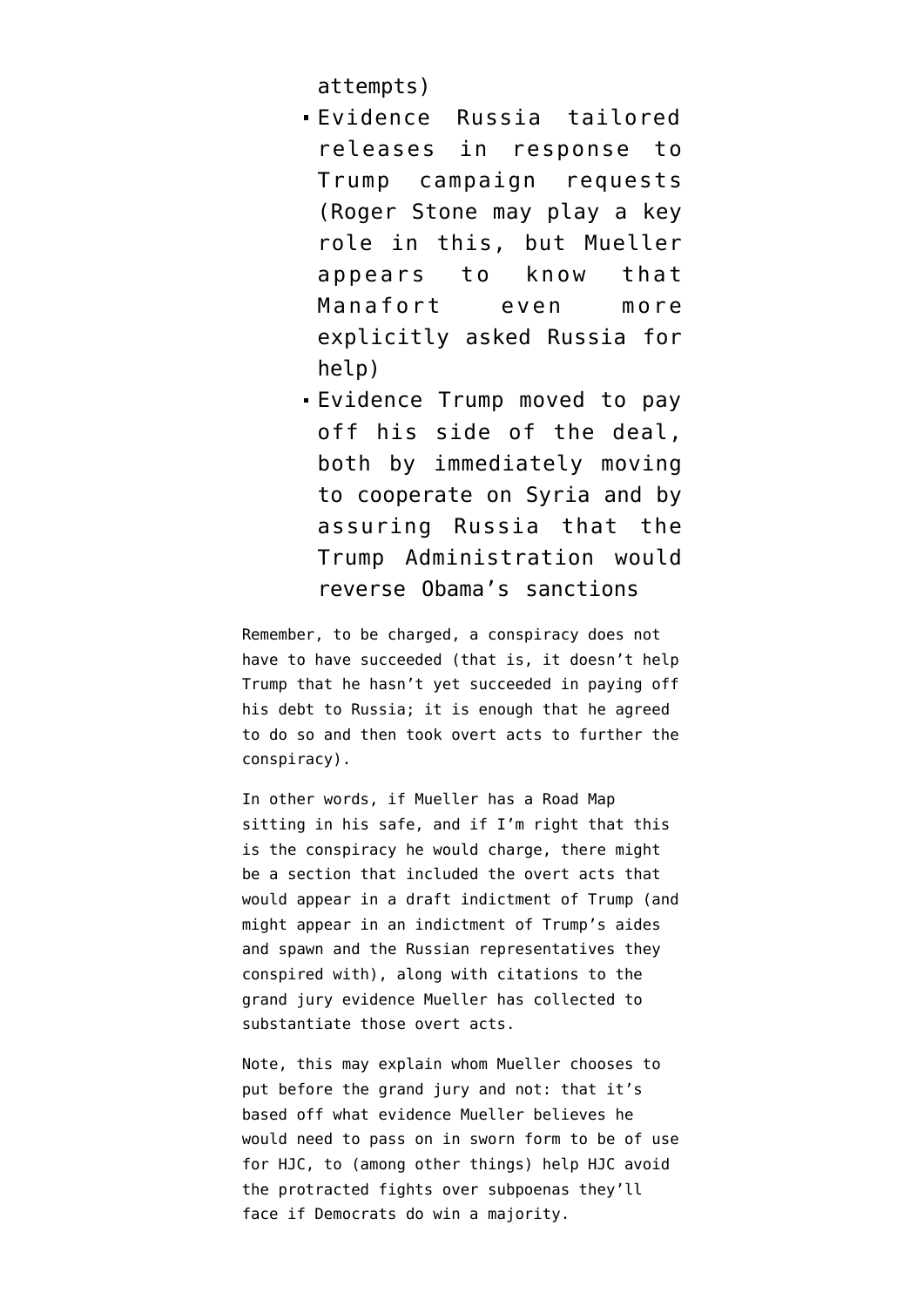attempts)

- Evidence Russia tailored releases in response to Trump campaign requests (Roger Stone may play a key role in this, but Mueller appears to know that Manafort even more explicitly asked Russia for help)
- Evidence Trump moved to pay off his side of the deal, both by immediately moving to cooperate on Syria and by assuring Russia that the Trump Administration would reverse Obama's sanctions

Remember, to be charged, a conspiracy does not have to have succeeded (that is, it doesn't help Trump that he hasn't yet succeeded in paying off his debt to Russia; it is enough that he agreed to do so and then took overt acts to further the conspiracy).

In other words, if Mueller has a Road Map sitting in his safe, and if I'm right that this is the conspiracy he would charge, there might be a section that included the overt acts that would appear in a draft indictment of Trump (and might appear in an indictment of Trump's aides and spawn and the Russian representatives they conspired with), along with citations to the grand jury evidence Mueller has collected to substantiate those overt acts.

Note, this may explain whom Mueller chooses to put before the grand jury and not: that it's based off what evidence Mueller believes he would need to pass on in sworn form to be of use for HJC, to (among other things) help HJC avoid the protracted fights over subpoenas they'll face if Democrats do win a majority.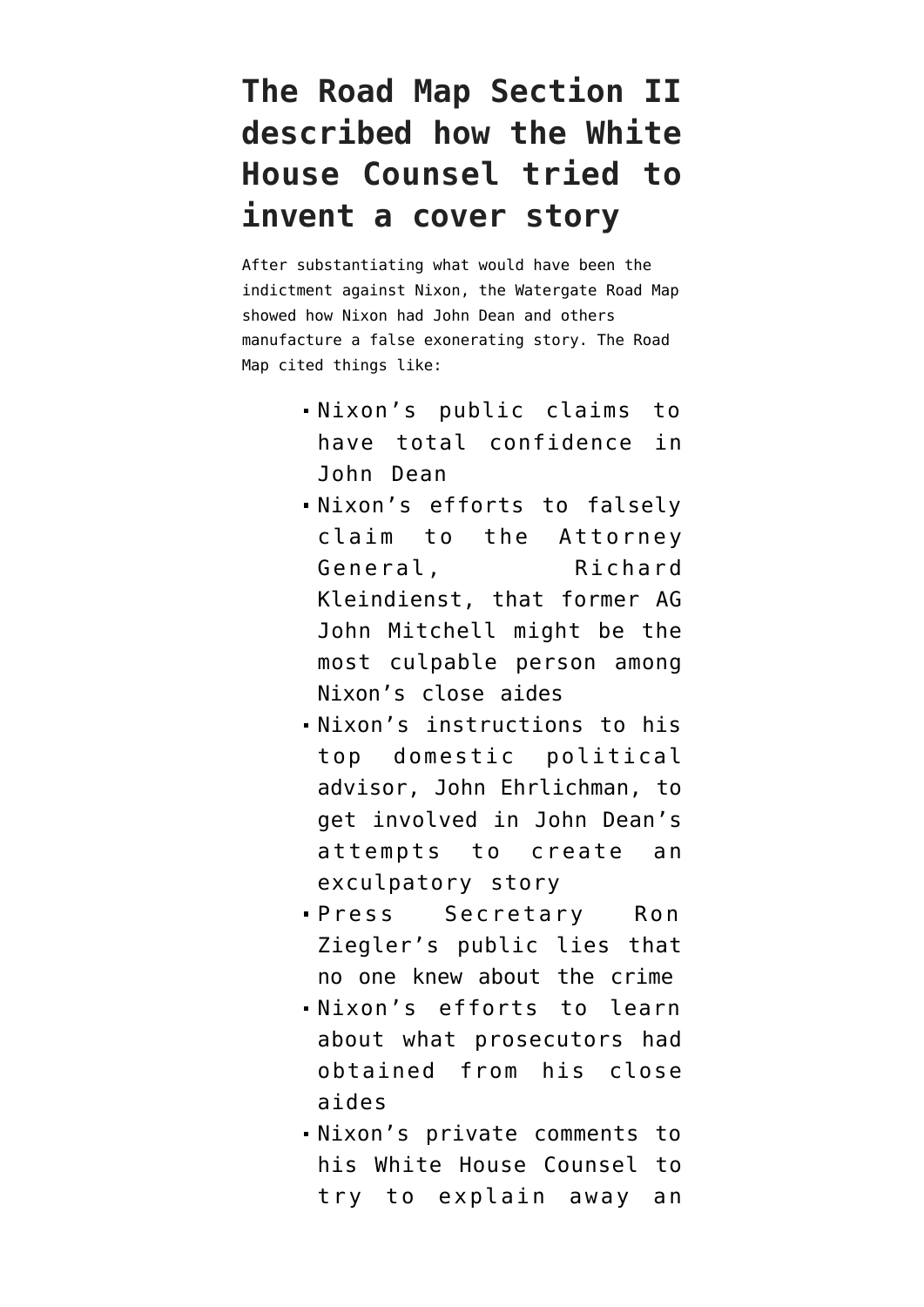## The Road Map Section II described how the White House Counsel tried to invent a cover story

After substantiating what would have been the indictment against Nixon, the Watergate Road Map showed how Nixon had John Dean and others manufacture a false exonerating story. The Road Map cited things like:

- Nixon's public claims to have total confidence in John Dean
- Nixon's efforts to falsely claim to the Attorney General, Richard Kleindienst, that former AG John Mitchell might be the most culpable person among Nixon's close aides
- Nixon's instructions to his top domestic political advisor, John Ehrlichman, to get involved in John Dean's attempts to create an exculpatory story
- Press Secretary Ron Ziegler's public lies that no one knew about the crime
- Nixon's efforts to learn about what prosecutors had obtained from his close aides
- Nixon's private comments to his White House Counsel to try to explain away an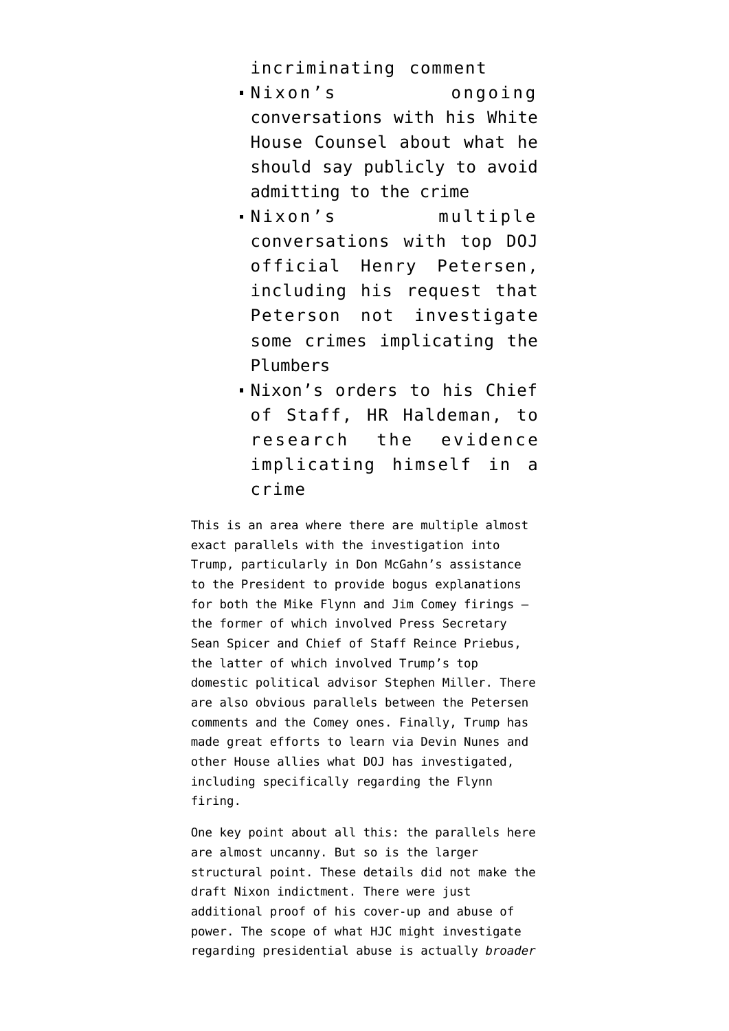incriminating comment

- Nixon's ongoing conversations with his White House Counsel about what he should say publicly to avoid admitting to the crime
- Nixon's multiple conversations with top DOJ official Henry Petersen, including his request that Peterson not investigate some crimes implicating the Plumbers
- Nixon's orders to his Chief of Staff, HR Haldeman, to research the evidence implicating himself in a crime

This is an area where there are multiple almost exact parallels with the investigation into Trump, particularly in Don McGahn's assistance to the President to provide bogus explanations for both the Mike Flynn and Jim Comey firings — the former of which involved Press Secretary Sean Spicer and Chief of Staff Reince Priebus, the latter of which involved Trump's top domestic political advisor Stephen Miller. There are also obvious parallels between the Petersen comments and the Comey ones. Finally, Trump has made great efforts to learn via Devin Nunes and other House allies what DOJ has investigated, including specifically regarding the Flynn firing.

One key point about all this: the parallels here are almost uncanny. But so is the larger structural point. These details did not make the draft Nixon indictment. There were just additional proof of his cover-up and abuse of power. The scope of what HJC might investigate regarding presidential abuse is actually *broader*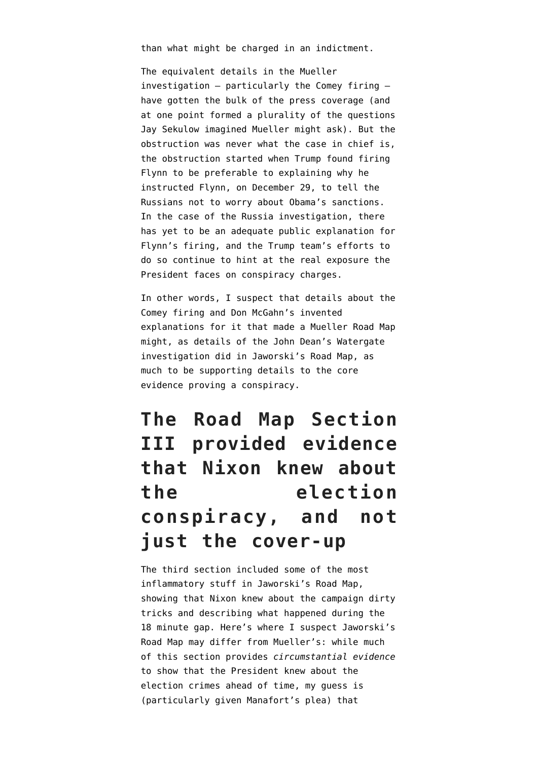than what might be charged in an indictment.

The equivalent details in the Mueller investigation — particularly the Comey firing — have gotten the bulk of the press coverage (and at one point formed a plurality of the questions Jay Sekulow imagined Mueller might ask). But the obstruction was never what the case in chief is, the obstruction started when Trump found firing Flynn to be preferable to explaining why he instructed Flynn, on December 29, to tell the Russians not to worry about Obama's sanctions. In the case of the Russia investigation, there has yet to be an adequate public explanation for Flynn's firing, and the Trump team's efforts to do so continue to hint at the real exposure the President faces on conspiracy charges.

In other words, I suspect that details about the Comey firing and Don McGahn's invented explanations for it that made a Mueller Road Map might, as details of the John Dean's Watergate investigation did in Jaworski's Road Map, as much to be supporting details to the core evidence proving a conspiracy.

## The Road Map Section III provided evidence that Nixon knew about the election conspiracy, and not just the cover-up

The third section included some of the most inflammatory stuff in Jaworski's Road Map, showing that Nixon knew about the campaign dirty tricks and describing what happened during the 18 minute gap. Here's where I suspect Jaworski's Road Map may differ from Mueller's: while much of this section provides *circumstantial evidence* to show that the President knew about the election crimes ahead of time, my guess is (particularly given Manafort's plea) that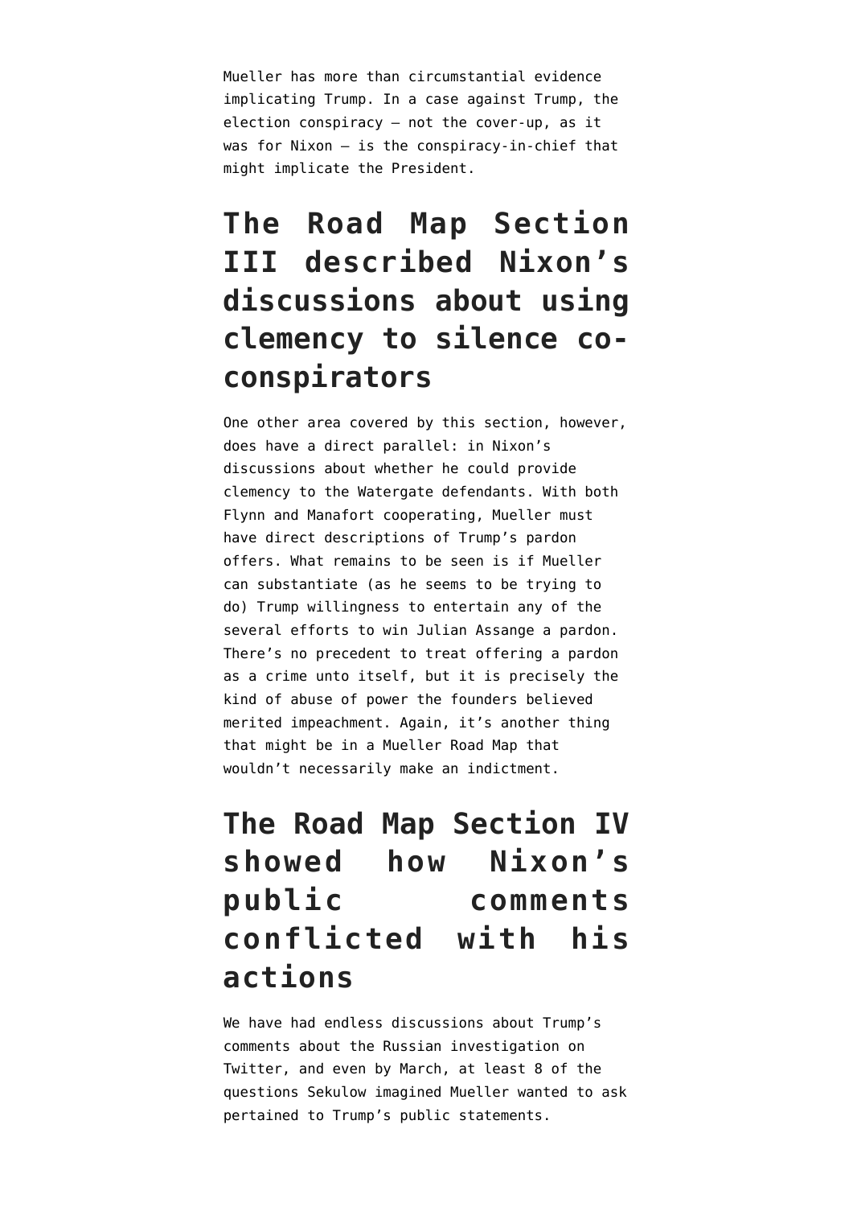Mueller has more than circumstantial evidence implicating Trump. In a case against Trump, the election conspiracy — not the cover-up, as it was for Nixon — is the conspiracy-in-chief that might implicate the President.

## The Road Map Section III described Nixon's discussions about using clemency to silence co-conspirators

One other area covered by this section, however, does have a direct parallel: in Nixon's discussions about whether he could provide clemency to the Watergate defendants. With both Flynn and Manafort cooperating, Mueller must have direct descriptions of Trump's pardon offers. What remains to be seen is if Mueller can substantiate (as he seems to be trying to do) Trump willingness to entertain any of the several efforts to win Julian Assange a pardon. There's no precedent to treat offering a pardon as a crime unto itself, but it is precisely the kind of abuse of power the founders believed merited impeachment. Again, it's another thing that might be in a Mueller Road Map that wouldn't necessarily make an indictment.

## The Road Map Section IV showed how Nixon's public comments conflicted with his actions

We have had endless discussions about Trump's comments about the Russian investigation on Twitter, and even by March, at least 8 of the questions Sekulow imagined Mueller wanted to ask pertained to Trump's public statements.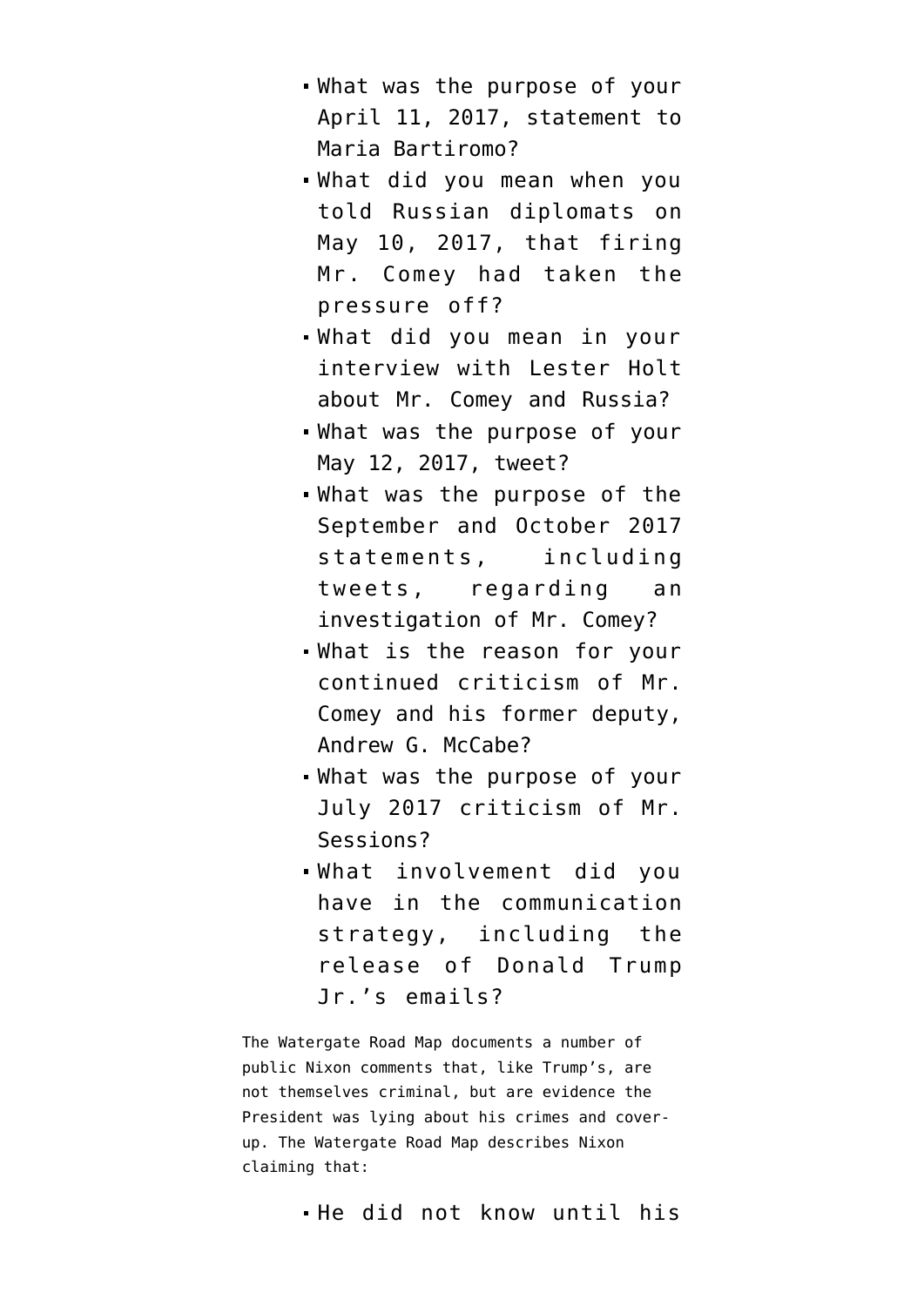- What was the purpose of your April 11, 2017, statement to Maria Bartiromo?
- What did you mean when you told Russian diplomats on May 10, 2017, that firing Mr. Comey had taken the pressure off?
- What did you mean in your interview with Lester Holt about Mr. Comey and Russia?
- What was the purpose of your May 12, 2017, tweet?
- What was the purpose of the September and October 2017 statements, including tweets, regarding an investigation of Mr. Comey?
- What is the reason for your continued criticism of Mr. Comey and his former deputy, Andrew G. McCabe?
- What was the purpose of your July 2017 criticism of Mr. Sessions?
- What involvement did you have in the communication strategy, including the release of Donald Trump Jr.'s emails?

The Watergate Road Map documents a number of public Nixon comments that, like Trump's, are not themselves criminal, but are evidence the President was lying about his crimes and cover-up. The Watergate Road Map describes Nixon claiming that:

- He did not know until his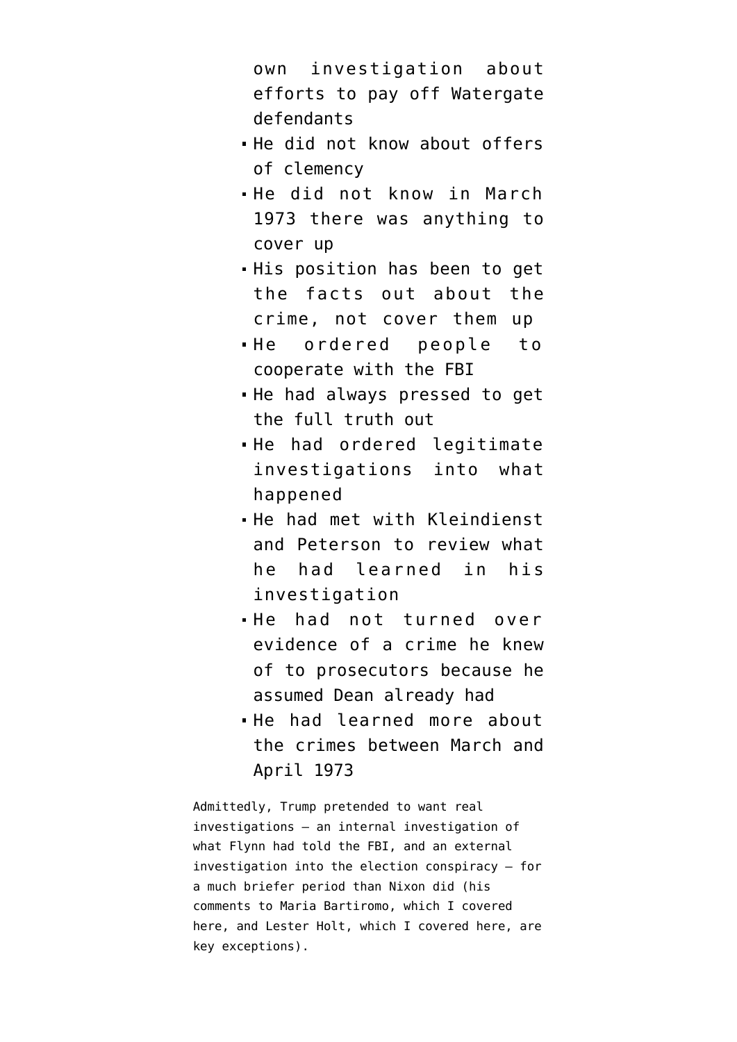own investigation about efforts to pay off Watergate defendants

- He did not know about offers of clemency
- He did not know in March 1973 there was anything to cover up
- His position has been to get the facts out about the crime, not cover them up
- He ordered people to cooperate with the FBI
- He had always pressed to get the full truth out
- He had ordered legitimate investigations into what happened
- He had met with Kleindienst and Peterson to review what he had learned in his investigation
- He had not turned over evidence of a crime he knew of to prosecutors because he assumed Dean already had
- He had learned more about the crimes between March and April 1973

Admittedly, Trump pretended to want real investigations — an internal investigation of what Flynn had told the FBI, and an external investigation into the election conspiracy — for a much briefer period than Nixon did (his comments to Maria Bartiromo, which I covered here, and Lester Holt, which I covered here, are key exceptions).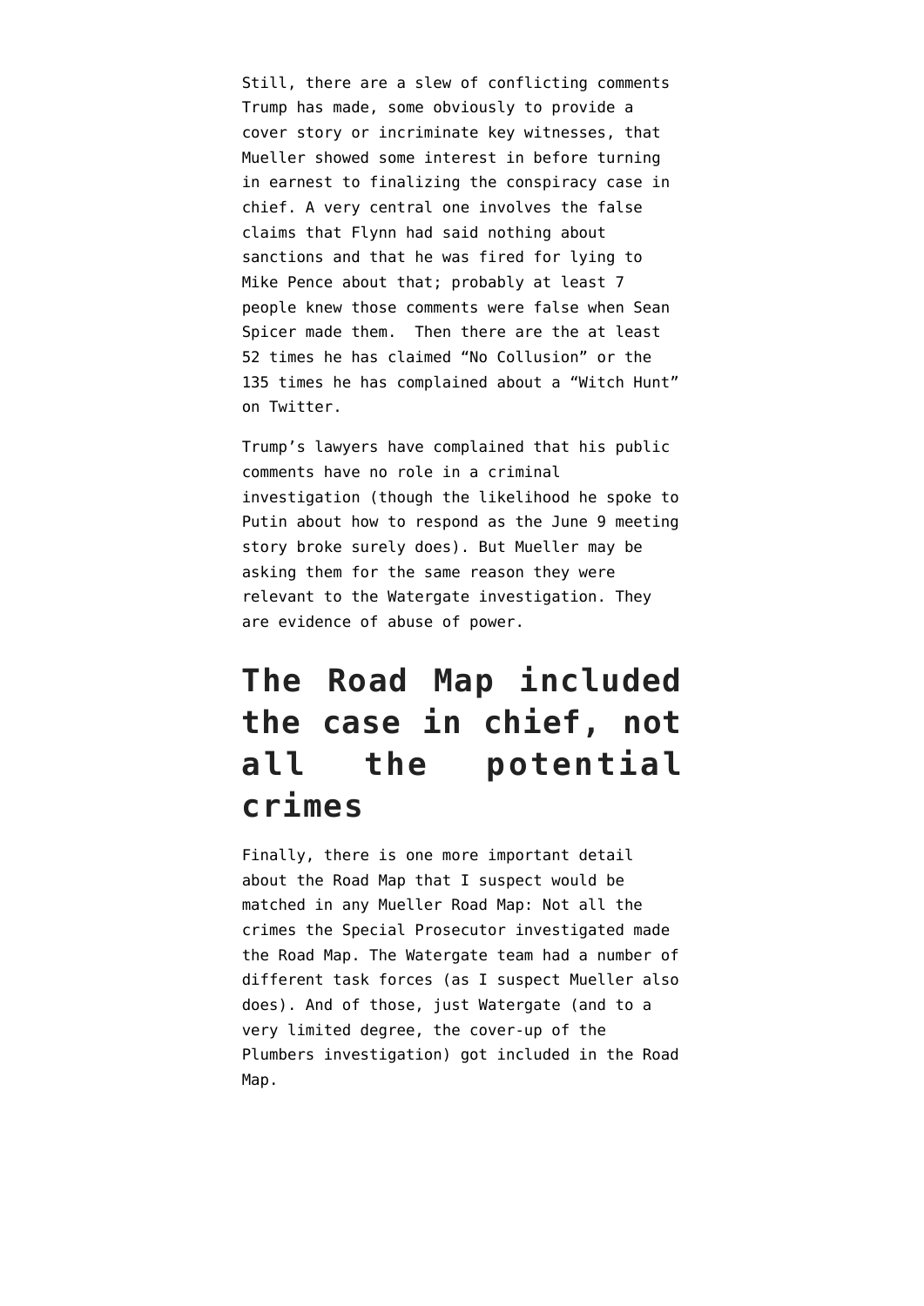Still, there are a slew of conflicting comments Trump has made, some obviously to provide a cover story or incriminate key witnesses, that Mueller showed some interest in before turning in earnest to finalizing the conspiracy case in chief. A very central one involves the false claims that Flynn had said nothing about sanctions and that he was fired for lying to Mike Pence about that; probably at least 7 people knew those comments were false when Sean Spicer made them. Then there are the at least 52 times he has claimed “No Collusion” or the 135 times he has complained about a “Witch Hunt” on Twitter.

Trump’s lawyers have complained that his public comments have no role in a criminal investigation (though the likelihood he spoke to Putin about how to respond as the June 9 meeting story broke surely does). But Mueller may be asking them for the same reason they were relevant to the Watergate investigation. They are evidence of abuse of power.

## The Road Map included the case in chief, not all the potential crimes

Finally, there is one more important detail about the Road Map that I suspect would be matched in any Mueller Road Map: Not all the crimes the Special Prosecutor investigated made the Road Map. The Watergate team had a number of different task forces (as I suspect Mueller also does). And of those, just Watergate (and to a very limited degree, the cover-up of the Plumbers investigation) got included in the Road Map.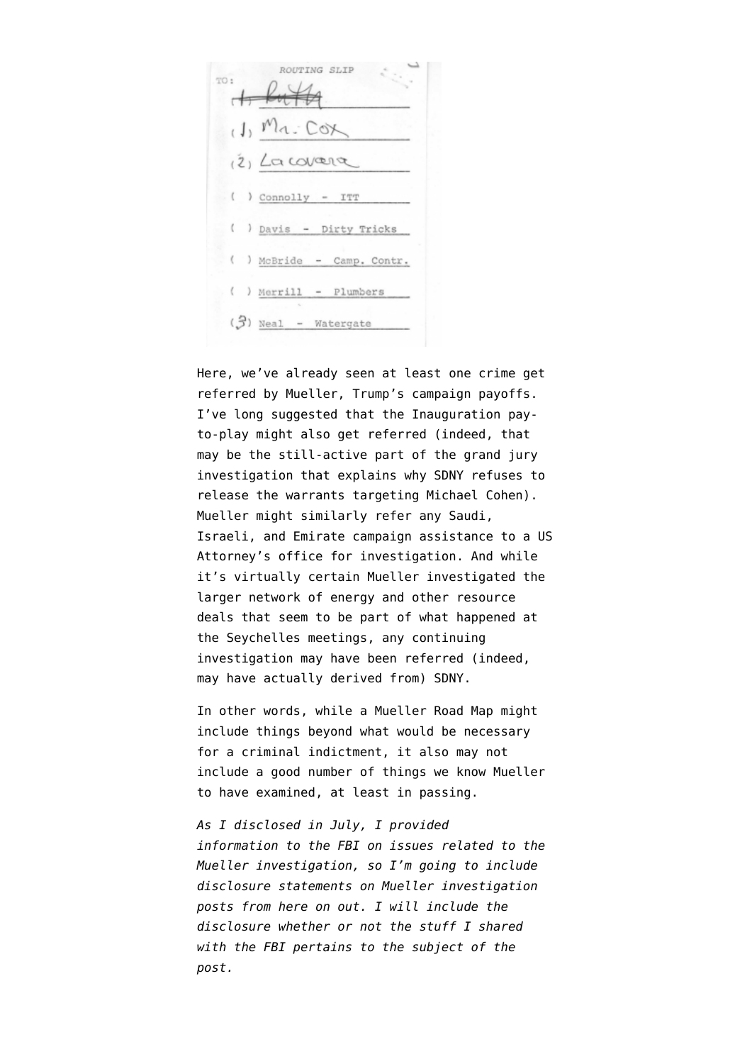ROUTING SLIP

TO:

~~(1) Ruth~~

(1) Mr. Cox

(2) Lacovara

( ) Connolly - ITT

( ) Davis - Dirty Tricks

( ) McBride - Camp. Contr.

( ) Merrill - Plumbers

(3) Neal - Watergate

Here, we've already seen at least one crime get referred by Mueller, Trump's campaign payoffs. I've long suggested that the Inauguration pay-to-play might also get referred (indeed, that may be the still-active part of the grand jury investigation that explains why SDNY refuses to release the warrants targeting Michael Cohen). Mueller might similarly refer any Saudi, Israeli, and Emirate campaign assistance to a US Attorney's office for investigation. And while it's virtually certain Mueller investigated the larger network of energy and other resource deals that seem to be part of what happened at the Seychelles meetings, any continuing investigation may have been referred (indeed, may have actually derived from) SDNY.

In other words, while a Mueller Road Map might include things beyond what would be necessary for a criminal indictment, it also may not include a good number of things we know Mueller to have examined, at least in passing.

*As I disclosed in July, I provided information to the FBI on issues related to the Mueller investigation, so I'm going to include disclosure statements on Mueller investigation posts from here on out. I will include the disclosure whether or not the stuff I shared with the FBI pertains to the subject of the post.*